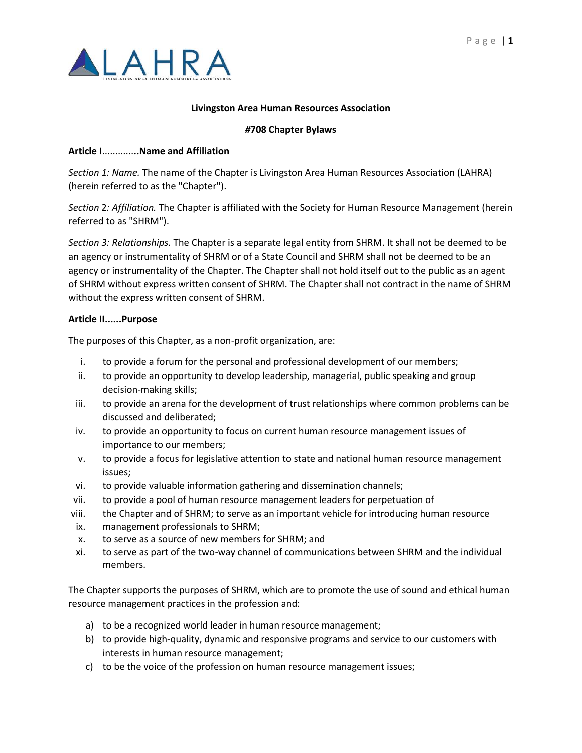**Livingston Area Human Resources Association**

**#708 Chapter Bylaws**

**Article I.............Name and Affiliation**

*Section 1: Name.* The name of the Chapter is Livingston Area Human Resources Association (LAHRA) (herein referred to as the "Chapter").

*Section 2: Affiliation.* The Chapter is affiliated with the Society for Human Resource Management (herein referred to as "SHRM").

*Section 3: Relationships.* The Chapter is a separate legal entity from SHRM. It shall not be deemed to be an agency or instrumentality of SHRM or of a State Council and SHRM shall not be deemed to be an agency or instrumentality of the Chapter. The Chapter shall not hold itself out to the public as an agent of SHRM without express written consent of SHRM. The Chapter shall not contract in the name of SHRM without the express written consent of SHRM.

**Article II......Purpose**

The purposes of this Chapter, as a non-profit organization, are:

i. to provide a forum for the personal and professional development of our members;
ii. to provide an opportunity to develop leadership, managerial, public speaking and group decision-making skills;
iii. to provide an arena for the development of trust relationships where common problems can be discussed and deliberated;
iv. to provide an opportunity to focus on current human resource management issues of importance to our members;
v. to provide a focus for legislative attention to state and national human resource management issues;
vi. to provide valuable information gathering and dissemination channels;
vii. to provide a pool of human resource management leaders for perpetuation of
viii. the Chapter and of SHRM; to serve as an important vehicle for introducing human resource
ix. management professionals to SHRM;
x. to serve as a source of new members for SHRM; and
xi. to serve as part of the two-way channel of communications between SHRM and the individual members.

The Chapter supports the purposes of SHRM, which are to promote the use of sound and ethical human resource management practices in the profession and:

a) to be a recognized world leader in human resource management;
b) to provide high-quality, dynamic and responsive programs and service to our customers with interests in human resource management;
c) to be the voice of the profession on human resource management issues;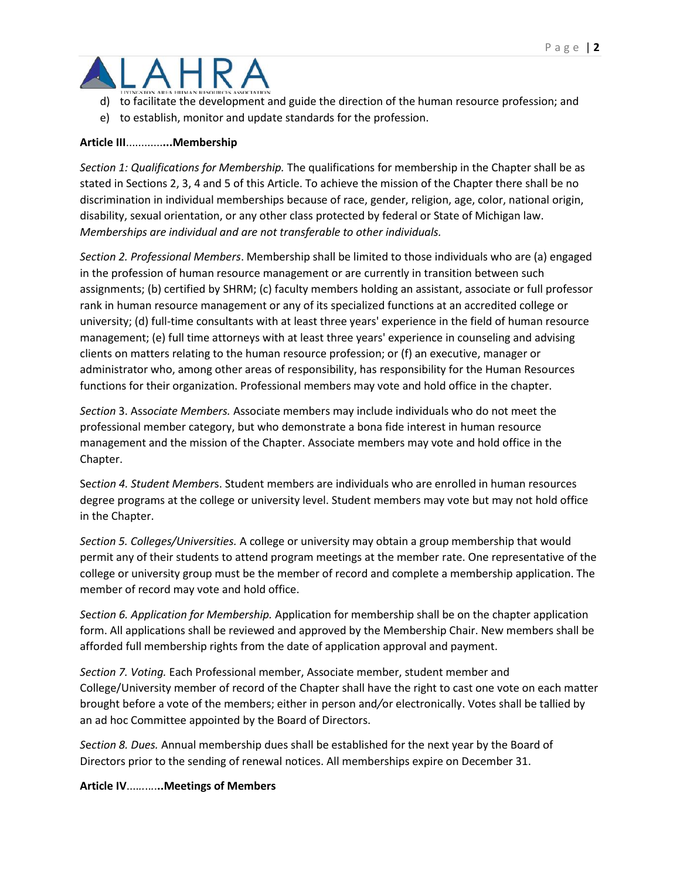d) to facilitate the development and guide the direction of the human resource profession; and
e) to establish, monitor and update standards for the profession.

**Article III**.............**...Membership**

*Section 1: Qualifications for Membership.* The qualifications for membership in the Chapter shall be as stated in Sections 2, 3, 4 and 5 of this Article. To achieve the mission of the Chapter there shall be no discrimination in individual memberships because of race, gender, religion, age, color, national origin, disability, sexual orientation, or any other class protected by federal or State of Michigan law. *Memberships are individual and are not transferable to other individuals.*

*Section 2. Professional Members*. Membership shall be limited to those individuals who are (a) engaged in the profession of human resource management or are currently in transition between such assignments; (b) certified by SHRM; (c) faculty members holding an assistant, associate or full professor rank in human resource management or any of its specialized functions at an accredited college or university; (d) full-time consultants with at least three years' experience in the field of human resource management; (e) full time attorneys with at least three years' experience in counseling and advising clients on matters relating to the human resource profession; or (f) an executive, manager or administrator who, among other areas of responsibility, has responsibility for the Human Resources functions for their organization. Professional members may vote and hold office in the chapter.

*Section* 3. Ass*ociate Members.* Associate members may include individuals who do not meet the professional member category, but who demonstrate a bona fide interest in human resource management and the mission of the Chapter. Associate members may vote and hold office in the Chapter.

Se*ction 4. Student Member*s. Student members are individuals who are enrolled in human resources degree programs at the college or university level. Student members may vote but may not hold office in the Chapter.

*Section 5. Colleges/Universities.* A college or university may obtain a group membership that would permit any of their students to attend program meetings at the member rate. One representative of the college or university group must be the member of record and complete a membership application. The member of record may vote and hold office.

*Section 6. Application for Membership.* Application for membership shall be on the chapter application form. All applications shall be reviewed and approved by the Membership Chair. New members shall be afforded full membership rights from the date of application approval and payment.

*Section 7. Voting.* Each Professional member, Associate member, student member and College/University member of record of the Chapter shall have the right to cast one vote on each matter brought before a vote of the members; either in person and/or electronically. Votes shall be tallied by an ad hoc Committee appointed by the Board of Directors.

*Section 8. Dues.* Annual membership dues shall be established for the next year by the Board of Directors prior to the sending of renewal notices. All memberships expire on December 31.

**Article IV**………..**.Meetings of Members**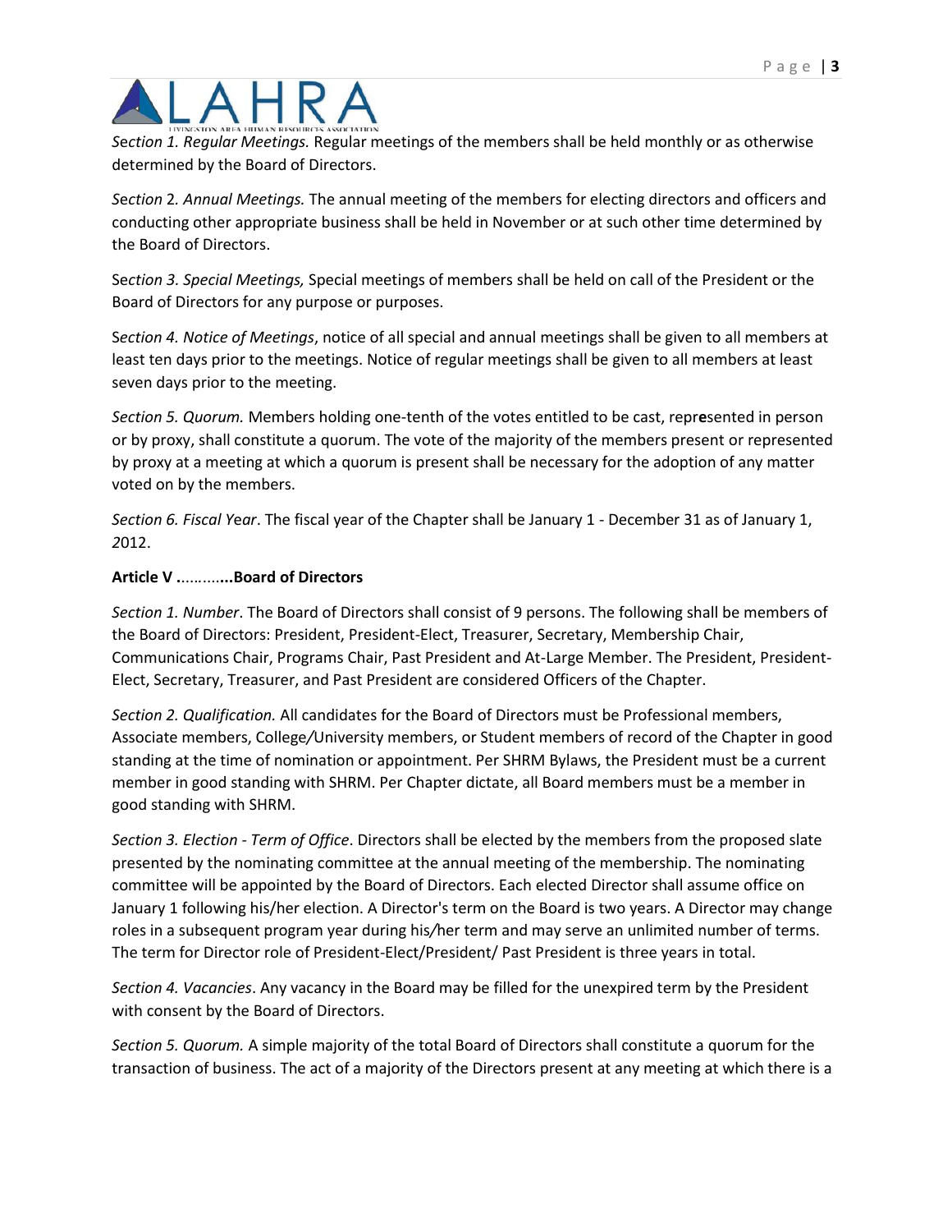*Section 1. Regular Meetings.* Regular meetings of the members shall be held monthly or as otherwise determined by the Board of Directors.

*Section* 2*. Annual Meetings.* The annual meeting of the members for electing directors and officers and conducting other appropriate business shall be held in November or at such other time determined by the Board of Directors.

Se*ction 3. Special Meetings,* Special meetings of members shall be held on call of the President or the Board of Directors for any purpose or purposes.

S*ection 4. Notice of Meetings*, notice of all special and annual meetings shall be given to all members at least ten days prior to the meetings. Notice of regular meetings shall be given to all members at least seven days prior to the meeting.

*Section 5. Quorum.* Members holding one-tenth of the votes entitled to be cast, repr**e**sented in person or by proxy, shall constitute a quorum. The vote of the majority of the members present or represented by proxy at a meeting at which a quorum is present shall be necessary for the adoption of any matter voted on by the members.

*Section 6. Fiscal Year*. The fiscal year of the Chapter shall be January 1 - December 31 as of January 1, *2*012.

**Article V ..........…Board of Directors**

*Section 1. Number*. The Board of Directors shall consist of 9 persons. The following shall be members of the Board of Directors: President, President-Elect, Treasurer, Secretary, Membership Chair, Communications Chair, Programs Chair, Past President and At-Large Member. The President, President-Elect, Secretary, Treasurer, and Past President are considered Officers of the Chapter.

*Section 2. Qualification.* All candidates for the Board of Directors must be Professional members, Associate members, College*/*University members, or Student members of record of the Chapter in good standing at the time of nomination or appointment. Per SHRM Bylaws, the President must be a current member in good standing with SHRM. Per Chapter dictate, all Board members must be a member in good standing with SHRM.

*Section 3. Election - Term of Office*. Directors shall be elected by the members from the proposed slate presented by the nominating committee at the annual meeting of the membership. The nominating committee will be appointed by the Board of Directors. Each elected Director shall assume office on January 1 following his/her election. A Director's term on the Board is two years. A Director may change roles in a subsequent program year during his*/*her term and may serve an unlimited number of terms. The term for Director role of President-Elect/President/ Past President is three years in total.

*Section 4. Vacancies*. Any vacancy in the Board may be filled for the unexpired term by the President with consent by the Board of Directors.

*Section 5. Quorum.* A simple majority of the total Board of Directors shall constitute a quorum for the transaction of business. The act of a majority of the Directors present at any meeting at which there is a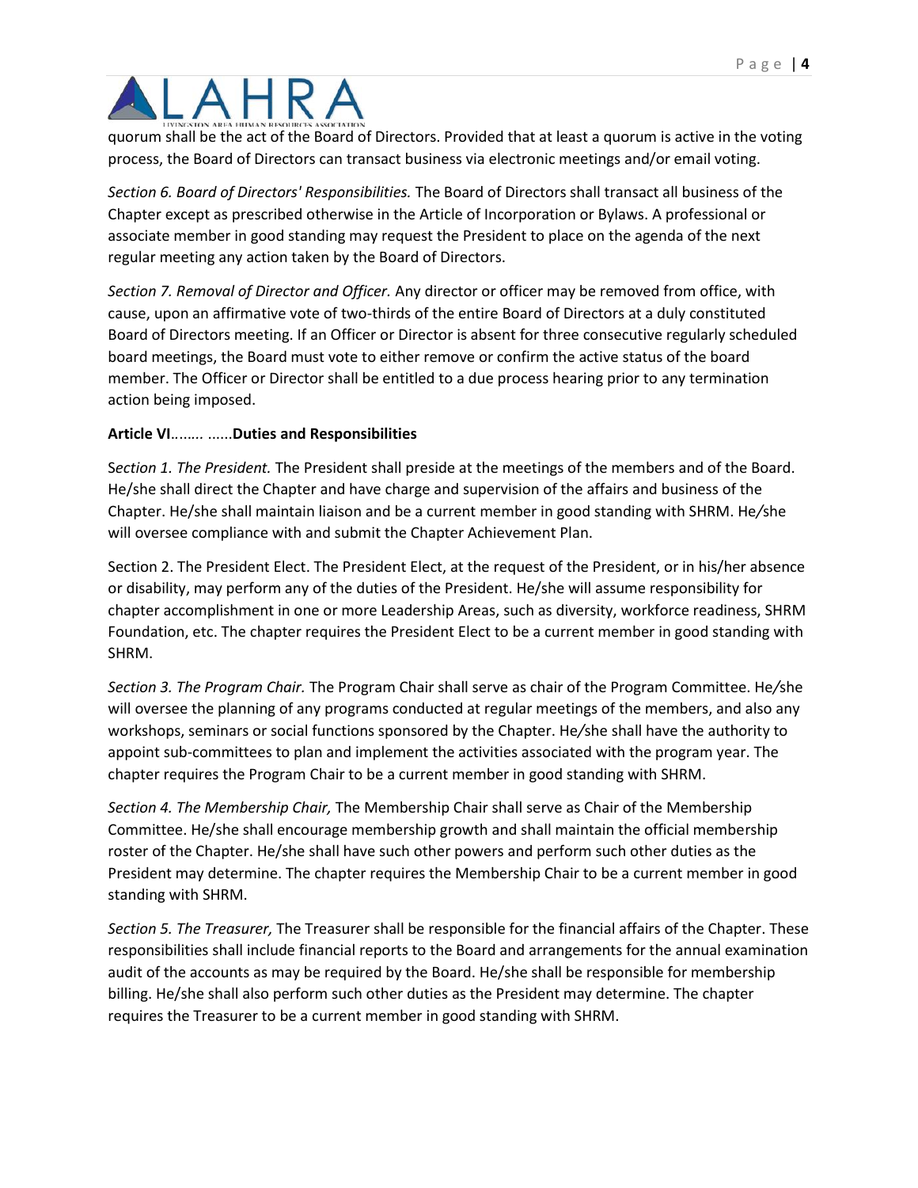quorum shall be the act of the Board of Directors. Provided that at least a quorum is active in the voting process, the Board of Directors can transact business via electronic meetings and/or email voting.

*Section 6. Board of Directors' Responsibilities.* The Board of Directors shall transact all business of the Chapter except as prescribed otherwise in the Article of Incorporation or Bylaws. A professional or associate member in good standing may request the President to place on the agenda of the next regular meeting any action taken by the Board of Directors.

*Section 7. Removal of Director and Officer.* Any director or officer may be removed from office, with cause, upon an affirmative vote of two-thirds of the entire Board of Directors at a duly constituted Board of Directors meeting. If an Officer or Director is absent for three consecutive regularly scheduled board meetings, the Board must vote to either remove or confirm the active status of the board member. The Officer or Director shall be entitled to a due process hearing prior to any termination action being imposed.

**Article VI**……. ......**Duties and Responsibilities**

S*ection 1. The President.* The President shall preside at the meetings of the members and of the Board. He/she shall direct the Chapter and have charge and supervision of the affairs and business of the Chapter. He/she shall maintain liaison and be a current member in good standing with SHRM. He/she will oversee compliance with and submit the Chapter Achievement Plan.

Section 2. The President Elect. The President Elect, at the request of the President, or in his/her absence or disability, may perform any of the duties of the President. He/she will assume responsibility for chapter accomplishment in one or more Leadership Areas, such as diversity, workforce readiness, SHRM Foundation, etc. The chapter requires the President Elect to be a current member in good standing with SHRM.

*Section 3. The Program Chair.* The Program Chair shall serve as chair of the Program Committee. He/she will oversee the planning of any programs conducted at regular meetings of the members, and also any workshops, seminars or social functions sponsored by the Chapter. He/she shall have the authority to appoint sub-committees to plan and implement the activities associated with the program year. The chapter requires the Program Chair to be a current member in good standing with SHRM.

*Section 4. The Membership Chair,* The Membership Chair shall serve as Chair of the Membership Committee. He/she shall encourage membership growth and shall maintain the official membership roster of the Chapter. He/she shall have such other powers and perform such other duties as the President may determine. The chapter requires the Membership Chair to be a current member in good standing with SHRM.

*Section 5. The Treasurer,* The Treasurer shall be responsible for the financial affairs of the Chapter. These responsibilities shall include financial reports to the Board and arrangements for the annual examination audit of the accounts as may be required by the Board. He/she shall be responsible for membership billing. He/she shall also perform such other duties as the President may determine. The chapter requires the Treasurer to be a current member in good standing with SHRM.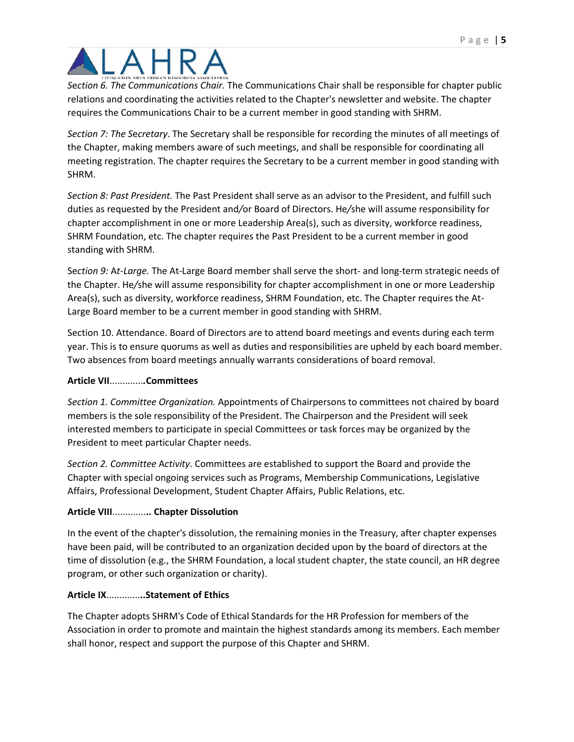*Section 6. The Communications Chair.* The Communications Chair shall be responsible for chapter public relations and coordinating the activities related to the Chapter's newsletter and website. The chapter requires the Communications Chair to be a current member in good standing with SHRM.

*Section 7: The Secretary*. The Secretary shall be responsible for recording the minutes of all meetings of the Chapter, making members aware of such meetings, and shall be responsible for coordinating all meeting registration. The chapter requires the Secretary to be a current member in good standing with SHRM.

*Section 8: Past President.* The Past President shall serve as an advisor to the President, and fulfill such duties as requested by the President and/or Board of Directors. He/she will assume responsibility for chapter accomplishment in one or more Leadership Area(s), such as diversity, workforce readiness, SHRM Foundation, etc. The chapter requires the Past President to be a current member in good standing with SHRM.

S*ection 9:* A*t-Large.* The At-Large Board member shall serve the short- and long-term strategic needs of the Chapter. He/she will assume responsibility for chapter accomplishment in one or more Leadership Area(s), such as diversity, workforce readiness, SHRM Foundation, etc. The Chapter requires the At-Large Board member to be a current member in good standing with SHRM.

Section 10. Attendance. Board of Directors are to attend board meetings and events during each term year. This is to ensure quorums as well as duties and responsibilities are upheld by each board member. Two absences from board meetings annually warrants considerations of board removal.

**Article VII**.............**Committees**

*Section 1. Committee Organization.* Appointments of Chairpersons to committees not chaired by board members is the sole responsibility of the President. The Chairperson and the President will seek interested members to participate in special Committees or task forces may be organized by the President to meet particular Chapter needs.

*Section 2. Committee* A*ctivity*. Committees are established to support the Board and provide the Chapter with special ongoing services such as Programs, Membership Communications, Legislative Affairs, Professional Development, Student Chapter Affairs, Public Relations, etc.

**Article VIII**.............**. Chapter Dissolution**

In the event of the chapter's dissolution, the remaining monies in the Treasury, after chapter expenses have been paid, will be contributed to an organization decided upon by the board of directors at the time of dissolution (e.g., the SHRM Foundation, a local student chapter, the state council, an HR degree program, or other such organization or charity).

**Article IX**.............**.Statement of Ethics**

The Chapter adopts SHRM's Code of Ethical Standards for the HR Profession for members of the Association in order to promote and maintain the highest standards among its members. Each member shall honor, respect and support the purpose of this Chapter and SHRM.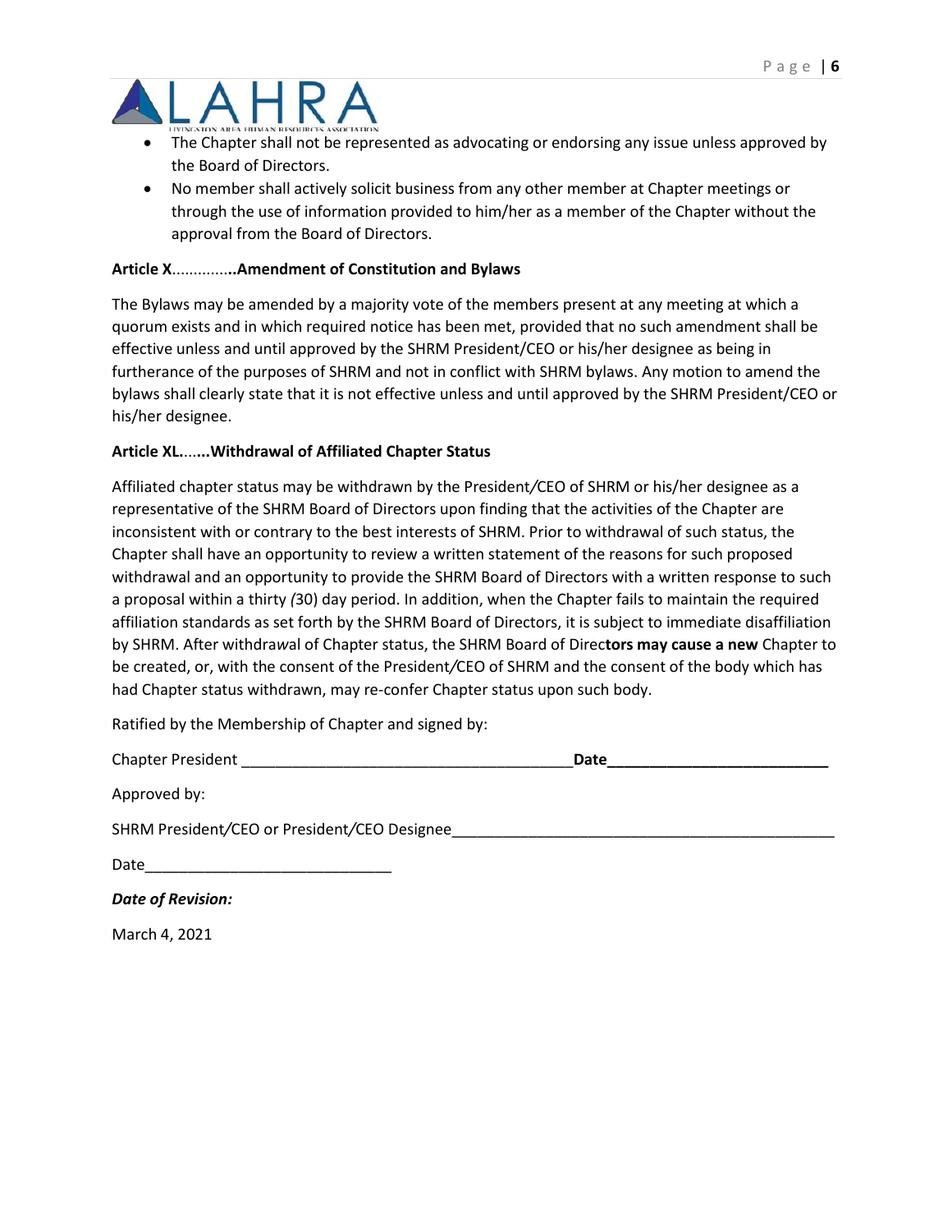- The Chapter shall not be represented as advocating or endorsing any issue unless approved by the Board of Directors.
- No member shall actively solicit business from any other member at Chapter meetings or through the use of information provided to him/her as a member of the Chapter without the approval from the Board of Directors.

**Article X**..............**.Amendment of Constitution and Bylaws**

The Bylaws may be amended by a majority vote of the members present at any meeting at which a quorum exists and in which required notice has been met, provided that no such amendment shall be effective unless and until approved by the SHRM President/CEO or his/her designee as being in furtherance of the purposes of SHRM and not in conflict with SHRM bylaws. Any motion to amend the bylaws shall clearly state that it is not effective unless and until approved by the SHRM President/CEO or his/her designee.

**Article XL.**......**Withdrawal of Affiliated Chapter Status**

Affiliated chapter status may be withdrawn by the President/CEO of SHRM or his/her designee as a representative of the SHRM Board of Directors upon finding that the activities of the Chapter are inconsistent with or contrary to the best interests of SHRM. Prior to withdrawal of such status, the Chapter shall have an opportunity to review a written statement of the reasons for such proposed withdrawal and an opportunity to provide the SHRM Board of Directors with a written response to such a proposal within a thirty (30) day period. In addition, when the Chapter fails to maintain the required affiliation standards as set forth by the SHRM Board of Directors, it is subject to immediate disaffiliation by SHRM. After withdrawal of Chapter status, the SHRM Board of Direc**tors may cause a new** Chapter to be created, or, with the consent of the President/CEO of SHRM and the consent of the body which has had Chapter status withdrawn, may re-confer Chapter status upon such body.

Ratified by the Membership of Chapter and signed by:

Chapter President ________________________________________ **Date___________________________**

Approved by:

SHRM President/CEO or President/CEO Designee_______________________________________________

Date______________________________

***Date of Revision:***

March 4, 2021